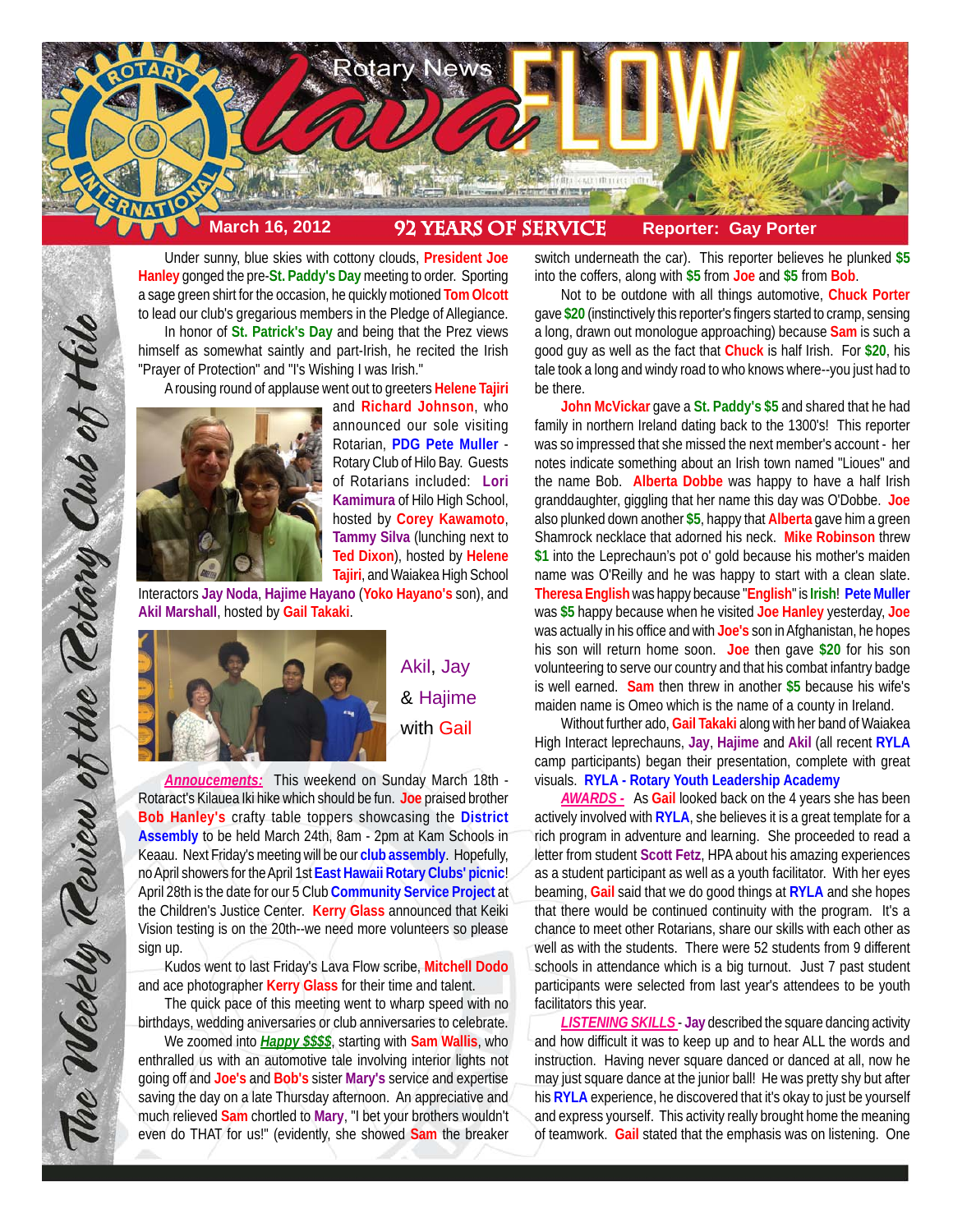# Rotary News lava FLOW

**March 16, 2012** | **92 YEARS OF SERVICE** | **Reporter: Gay Porter**

*The Weekly Review of the Rotary Club of Hilo*

Under sunny, blue skies with cottony clouds, **President Joe Hanley** gonged the pre-**St. Paddy's Day** meeting to order. Sporting a sage green shirt for the occasion, he quickly motioned **Tom Olcott** to lead our club's gregarious members in the Pledge of Allegiance.

In honor of **St. Patrick's Day** and being that the Prez views himself as somewhat saintly and part-Irish, he recited the Irish "Prayer of Protection" and "I's Wishing I was Irish."

A rousing round of applause went out to greeters **Helene Tajiri** and **Richard Johnson**, who announced our sole visiting Rotarian, **PDG Pete Muller** - Rotary Club of Hilo Bay. Guests of Rotarians included: **Lori Kamimura** of Hilo High School, hosted by **Corey Kawamoto**, **Tammy Silva** (lunching next to **Ted Dixon**), hosted by **Helene Tajiri**, and Waiakea High School Interactors **Jay Noda**, **Hajime Hayano** (**Yoko Hayano's** son), and **Akil Marshall**, hosted by **Gail Takaki**.

Akil, Jay & Hajime with Gail

***Annoucements:*** This weekend on Sunday March 18th - Rotaract's Kilauea Iki hike which should be fun. **Joe** praised brother **Bob Hanley's** crafty table toppers showcasing the **District Assembly** to be held March 24th, 8am - 2pm at Kam Schools in Keaau. Next Friday's meeting will be our **club assembly**. Hopefully, no April showers for the April 1st **East Hawaii Rotary Clubs' picnic**! April 28th is the date for our 5 Club **Community Service Project** at the Children's Justice Center. **Kerry Glass** announced that Keiki Vision testing is on the 20th--we need more volunteers so please sign up.

Kudos went to last Friday's Lava Flow scribe, **Mitchell Dodo** and ace photographer **Kerry Glass** for their time and talent.

The quick pace of this meeting went to wharp speed with no birthdays, wedding aniversaries or club anniversaries to celebrate.

We zoomed into ***Happy $$$$***, starting with **Sam Wallis**, who enthralled us with an automotive tale involving interior lights not going off and **Joe's** and **Bob's** sister **Mary's** service and expertise saving the day on a late Thursday afternoon. An appreciative and much relieved **Sam** chortled to **Mary**, "I bet your brothers wouldn't even do THAT for us!" (evidently, she showed **Sam** the breaker switch underneath the car). This reporter believes he plunked **$5** into the coffers, along with **$5** from **Joe** and **$5** from **Bob**.

Not to be outdone with all things automotive, **Chuck Porter** gave **$20** (instinctively this reporter's fingers started to cramp, sensing a long, drawn out monologue approaching) because **Sam** is such a good guy as well as the fact that **Chuck** is half Irish. For **$20**, his tale took a long and windy road to who knows where--you just had to be there.

**John McVickar** gave a **St. Paddy's $5** and shared that he had family in northern Ireland dating back to the 1300's! This reporter was so impressed that she missed the next member's account - her notes indicate something about an Irish town named "Lioues" and the name Bob. **Alberta Dobbe** was happy to have a half Irish granddaughter, giggling that her name this day was O'Dobbe. **Joe** also plunked down another **$5**, happy that **Alberta** gave him a green Shamrock necklace that adorned his neck. **Mike Robinson** threw **$1** into the Leprechaun's pot o' gold because his mother's maiden name was O'Reilly and he was happy to start with a clean slate. **Theresa English** was happy because "**English**" is **Irish**! **Pete Muller** was **$5** happy because when he visited **Joe Hanley** yesterday, **Joe** was actually in his office and with **Joe's** son in Afghanistan, he hopes his son will return home soon. **Joe** then gave **$20** for his son volunteering to serve our country and that his combat infantry badge is well earned. **Sam** then threw in another **$5** because his wife's maiden name is Omeo which is the name of a county in Ireland.

Without further ado, **Gail Takaki** along with her band of Waiakea High Interact leprechauns, **Jay**, **Hajime** and **Akil** (all recent **RYLA** camp participants) began their presentation, complete with great visuals. **RYLA - Rotary Youth Leadership Academy**

***AWARDS -*** As **Gail** looked back on the 4 years she has been actively involved with **RYLA**, she believes it is a great template for a rich program in adventure and learning. She proceeded to read a letter from student **Scott Fetz**, HPA about his amazing experiences as a student participant as well as a youth facilitator. With her eyes beaming, **Gail** said that we do good things at **RYLA** and she hopes that there would be continued continuity with the program. It's a chance to meet other Rotarians, share our skills with each other as well as with the students. There were 52 students from 9 different schools in attendance which is a big turnout. Just 7 past student participants were selected from last year's attendees to be youth facilitators this year.

***LISTENING SKILLS -*** **Jay** described the square dancing activity and how difficult it was to keep up and to hear ALL the words and instruction. Having never square danced or danced at all, now he may just square dance at the junior ball! He was pretty shy but after his **RYLA** experience, he discovered that it's okay to just be yourself and express yourself. This activity really brought home the meaning of teamwork. **Gail** stated that the emphasis was on listening. One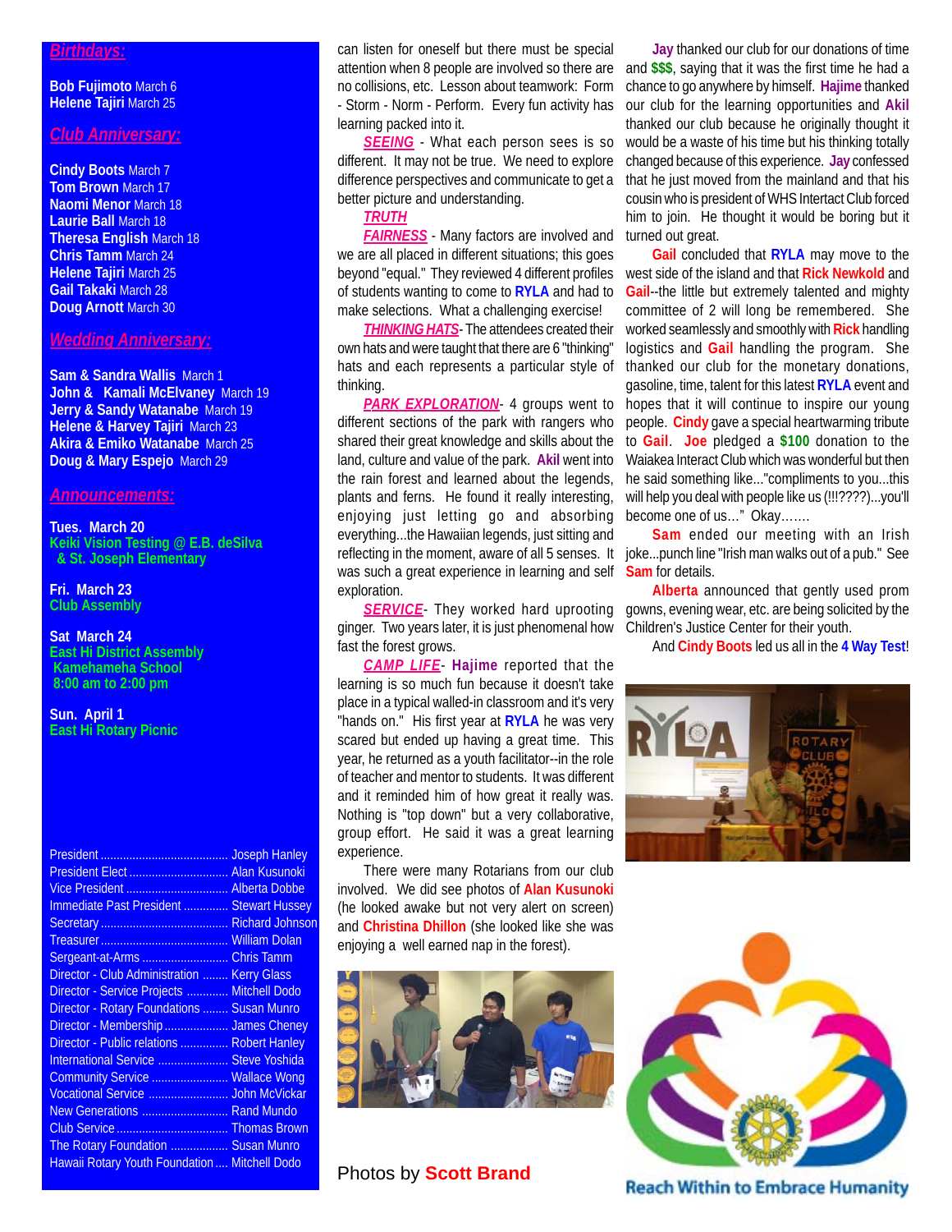## Birthdays:

**Bob Fujimoto** March 6
**Helene Tajiri** March 25

## Club Anniversary:

**Cindy Boots** March 7
**Tom Brown** March 17
**Naomi Menor** March 18
**Laurie Ball** March 18
**Theresa English** March 18
**Chris Tamm** March 24
**Helene Tajiri** March 25
**Gail Takaki** March 28
**Doug Arnott** March 30

## Wedding Anniversary:

**Sam & Sandra Wallis** March 1
**John & Kamali McElvaney** March 19
**Jerry & Sandy Watanabe** March 19
**Helene & Harvey Tajiri** March 23
**Akira & Emiko Watanabe** March 25
**Doug & Mary Espejo** March 29

## Announcements:

**Tues. March 20**
**Keiki Vision Testing @ E.B. deSilva & St. Joseph Elementary**

**Fri. March 23**
**Club Assembly**

**Sat March 24**
**East Hi District Assembly**
**Kamehameha School**
**8:00 am to 2:00 pm**

**Sun. April 1**
**East Hi Rotary Picnic**

| | |
|---|---|
| President | Joseph Hanley |
| President Elect | Alan Kusunoki |
| Vice President | Alberta Dobbe |
| Immediate Past President | Stewart Hussey |
| Secretary | Richard Johnson |
| Treasurer | William Dolan |
| Sergeant-at-Arms | Chris Tamm |
| Director - Club Administration | Kerry Glass |
| Director - Service Projects | Mitchell Dodo |
| Director - Rotary Foundations | Susan Munro |
| Director - Membership | James Cheney |
| Director - Public relations | Robert Hanley |
| International Service | Steve Yoshida |
| Community Service | Wallace Wong |
| Vocational Service | John McVickar |
| New Generations | Rand Mundo |
| Club Service | Thomas Brown |
| The Rotary Foundation | Susan Munro |
| Hawaii Rotary Youth Foundation | Mitchell Dodo |

can listen for oneself but there must be special attention when 8 people are involved so there are no collisions, etc. Lesson about teamwork: Form - Storm - Norm - Perform. Every fun activity has learning packed into it.

***SEEING*** - What each person sees is so different. It may not be true. We need to explore difference perspectives and communicate to get a better picture and understanding.

***TRUTH***

***FAIRNESS*** - Many factors are involved and we are all placed in different situations; this goes beyond "equal." They reviewed 4 different profiles of students wanting to come to **RYLA** and had to make selections. What a challenging exercise!

***THINKING HATS***- The attendees created their own hats and were taught that there are 6 "thinking" hats and each represents a particular style of thinking.

***PARK EXPLORATION***- 4 groups went to different sections of the park with rangers who shared their great knowledge and skills about the land, culture and value of the park. **Akil** went into the rain forest and learned about the legends, plants and ferns. He found it really interesting, enjoying just letting go and absorbing everything...the Hawaiian legends, just sitting and reflecting in the moment, aware of all 5 senses. It was such a great experience in learning and self exploration.

***SERVICE***- They worked hard uprooting ginger. Two years later, it is just phenomenal how fast the forest grows.

***CAMP LIFE***- **Hajime** reported that the learning is so much fun because it doesn't take place in a typical walled-in classroom and it's very "hands on." His first year at **RYLA** he was very scared but ended up having a great time. This year, he returned as a youth facilitator--in the role of teacher and mentor to students. It was different and it reminded him of how great it really was. Nothing is "top down" but a very collaborative, group effort. He said it was a great learning experience.

There were many Rotarians from our club involved. We did see photos of **Alan Kusunoki** (he looked awake but not very alert on screen) and **Christina Dhillon** (she looked like she was enjoying a well earned nap in the forest).

Photos by **Scott Brand**

**Jay** thanked our club for our donations of time and **$$$**, saying that it was the first time he had a chance to go anywhere by himself. **Hajime** thanked our club for the learning opportunities and **Akil** thanked our club because he originally thought it would be a waste of his time but his thinking totally changed because of this experience. **Jay** confessed that he just moved from the mainland and that his cousin who is president of WHS Intertact Club forced him to join. He thought it would be boring but it turned out great.

**Gail** concluded that **RYLA** may move to the west side of the island and that **Rick Newkold** and **Gail**--the little but extremely talented and mighty committee of 2 will long be remembered. She worked seamlessly and smoothly with **Rick** handling logistics and **Gail** handling the program. She thanked our club for the monetary donations, gasoline, time, talent for this latest **RYLA** event and hopes that it will continue to inspire our young people. **Cindy** gave a special heartwarming tribute to **Gail**. **Joe** pledged a **$100** donation to the Waiakea Interact Club which was wonderful but then he said something like..."compliments to you...this will help you deal with people like us (!!!????)...you'll become one of us..." Okay.......

**Sam** ended our meeting with an Irish joke...punch line "Irish man walks out of a pub." See **Sam** for details.

**Alberta** announced that gently used prom gowns, evening wear, etc. are being solicited by the Children's Justice Center for their youth.

And **Cindy Boots** led us all in the **4 Way Test**!

Reach Within to Embrace Humanity